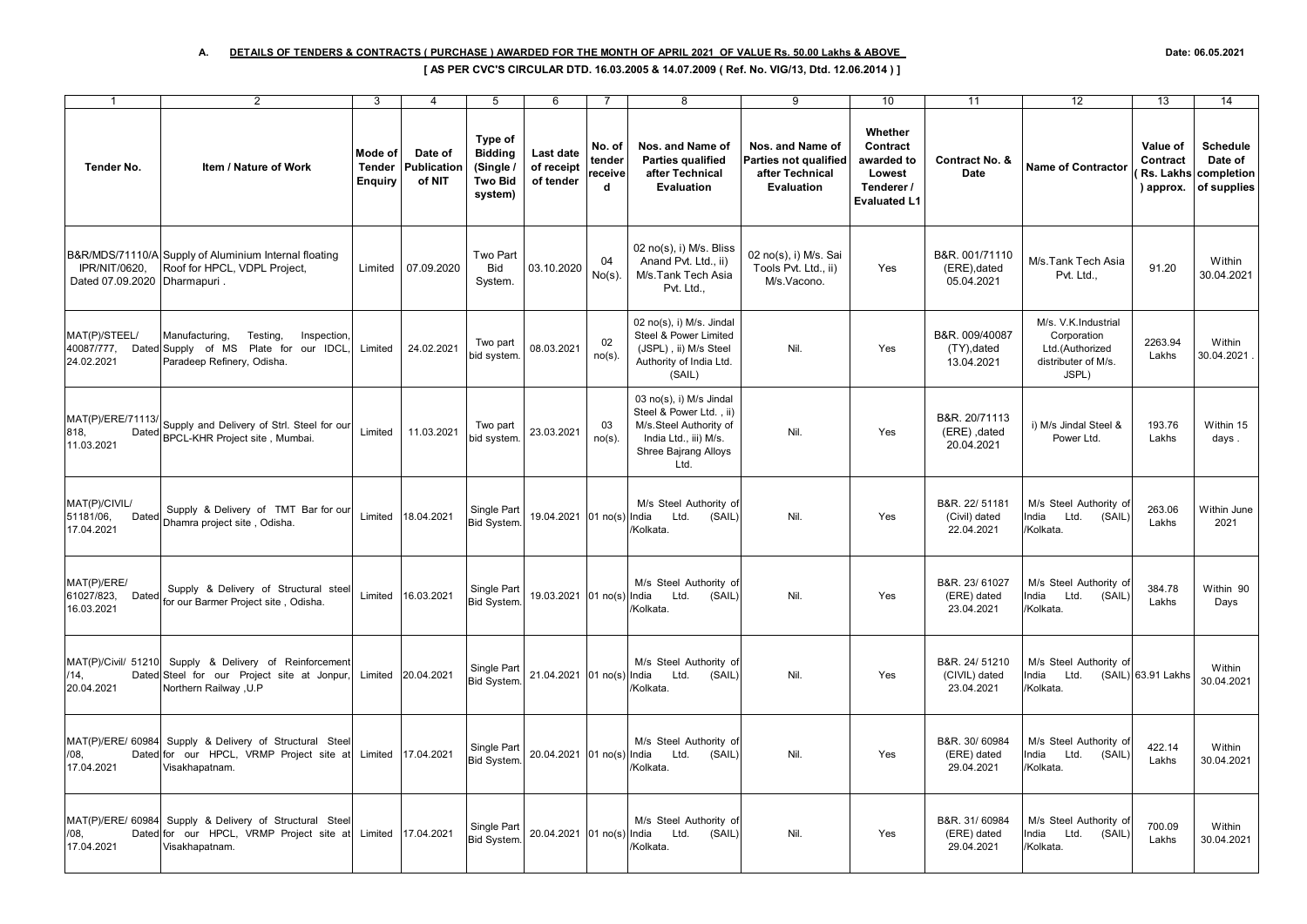**A. DETAILS OF TENDERS & CONTRACTS ( PURCHASE ) AWARDED FOR THE MONTH OF APRIL 2021 OF VALUE Rs. 50.00 Lakhs & ABOVE**

Date: 06.05.2021

**[ AS PER CVC'S CIRCULAR DTD. 16.03.2005 & 14.07.2009 ( Ref. No. VIG/13, Dtd. 12.06.2014 ) ]**

| 1 | 2 | 3 | 4 | 5 | 6 | 7 | 8 | 9 | 10 | 11 | 12 | 13 | 14 |
|---|---|---|---|---|---|---|---|---|---|---|---|---|---|
| **Tender No.** | **Item / Nature of Work** | **Mode of Tender Enquiry** | **Date of Publication of NIT** | **Type of Bidding (Single / Two Bid system)** | **Last date of receipt of tender** | **No. of tender received** | **Nos. and Name of Parties qualified after Technical Evaluation** | **Nos. and Name of Parties not qualified after Technical Evaluation** | **Whether Contract awarded to Lowest Tenderer / Evaluated L1** | **Contract No. & Date** | **Name of Contractor** | **Value of Contract ( Rs. Lakhs ) approx.** | **Schedule Date of completion of supplies** |
| B&R/MDS/71110/A IPR/NIT/0620, Dated 07.09.2020 | Supply of Aluminium Internal floating Roof for HPCL, VDPL Project, Dharmapuri . | Limited | 07.09.2020 | Two Part Bid System. | 03.10.2020 | 04 No(s). | 02 no(s), i) M/s. Bliss Anand Pvt. Ltd., ii) M/s.Tank Tech Asia Pvt. Ltd., | 02 no(s), i) M/s. Sai Tools Pvt. Ltd., ii) M/s.Vacono. | Yes | B&R. 001/71110 (ERE),dated 05.04.2021 | M/s.Tank Tech Asia Pvt. Ltd., | 91.20 | Within 30.04.2021 |
| MAT(P)/STEEL/ 40087/777, Dated 24.02.2021 | Manufacturing, Testing, Inspection, Supply of MS Plate for our IDCL, Paradeep Refinery, Odisha. | Limited | 24.02.2021 | Two part bid system. | 08.03.2021 | 02 no(s). | 02 no(s), i) M/s. Jindal Steel & Power Limited (JSPL) , ii) M/s Steel Authority of India Ltd. (SAIL) | Nil. | Yes | B&R. 009/40087 (TY),dated 13.04.2021 | M/s. V.K.Industrial Corporation Ltd.(Authorized distributer of M/s. JSPL) | 2263.94 Lakhs | Within 30.04.2021 . |
| MAT(P)/ERE/71113/ 818, Dated 11.03.2021 | Supply and Delivery of Strl. Steel for our BPCL-KHR Project site , Mumbai. | Limited | 11.03.2021 | Two part bid system. | 23.03.2021 | 03 no(s). | 03 no(s), i) M/s Jindal Steel & Power Ltd. , ii) M/s.Steel Authority of India Ltd., iii) M/s. Shree Bajrang Alloys Ltd. | Nil. | Yes | B&R. 20/71113 (ERE) ,dated 20.04.2021 | i) M/s Jindal Steel & Power Ltd. | 193.76 Lakhs | Within 15 days . |
| MAT(P)/CIVIL/ 51181/06, Dated 17.04.2021 | Supply & Delivery of TMT Bar for our Dhamra project site , Odisha. | Limited | 18.04.2021 | Single Part Bid System. | 19.04.2021 | 01 no(s) | M/s Steel Authority of India Ltd. (SAIL) /Kolkata. | Nil. | Yes | B&R. 22/ 51181 (Civil) dated 22.04.2021 | M/s Steel Authority of India Ltd. (SAIL) /Kolkata. | 263.06 Lakhs | Within June 2021 |
| MAT(P)/ERE/ 61027/823, Dated 16.03.2021 | Supply & Delivery of Structural steel for our Barmer Project site , Odisha. | Limited | 16.03.2021 | Single Part Bid System. | 19.03.2021 | 01 no(s) | M/s Steel Authority of India Ltd. (SAIL) /Kolkata. | Nil. | Yes | B&R. 23/ 61027 (ERE) dated 23.04.2021 | M/s Steel Authority of India Ltd. (SAIL) /Kolkata. | 384.78 Lakhs | Within 90 Days |
| MAT(P)/Civil/ 51210 /14, Dated 20.04.2021 | Supply & Delivery of Reinforcement Steel for our Project site at Jonpur, Northern Railway ,U.P | Limited | 20.04.2021 | Single Part Bid System. | 21.04.2021 | 01 no(s) | M/s Steel Authority of India Ltd. (SAIL) /Kolkata. | Nil. | Yes | B&R. 24/ 51210 (CIVIL) dated 23.04.2021 | M/s Steel Authority of India Ltd. (SAIL) /Kolkata. | 63.91 Lakhs | Within 30.04.2021 |
| MAT(P)/ERE/ 60984 /08, Dated 17.04.2021 | Supply & Delivery of Structural Steel for our HPCL, VRMP Project site at Visakhapatnam. | Limited | 17.04.2021 | Single Part Bid System. | 20.04.2021 | 01 no(s) | M/s Steel Authority of India Ltd. (SAIL) /Kolkata. | Nil. | Yes | B&R. 30/ 60984 (ERE) dated 29.04.2021 | M/s Steel Authority of India Ltd. (SAIL) /Kolkata. | 422.14 Lakhs | Within 30.04.2021 |
| MAT(P)/ERE/ 60984 /08, Dated 17.04.2021 | Supply & Delivery of Structural Steel for our HPCL, VRMP Project site at Visakhapatnam. | Limited | 17.04.2021 | Single Part Bid System. | 20.04.2021 | 01 no(s) | M/s Steel Authority of India Ltd. (SAIL) /Kolkata. | Nil. | Yes | B&R. 31/ 60984 (ERE) dated 29.04.2021 | M/s Steel Authority of India Ltd. (SAIL) /Kolkata. | 700.09 Lakhs | Within 30.04.2021 |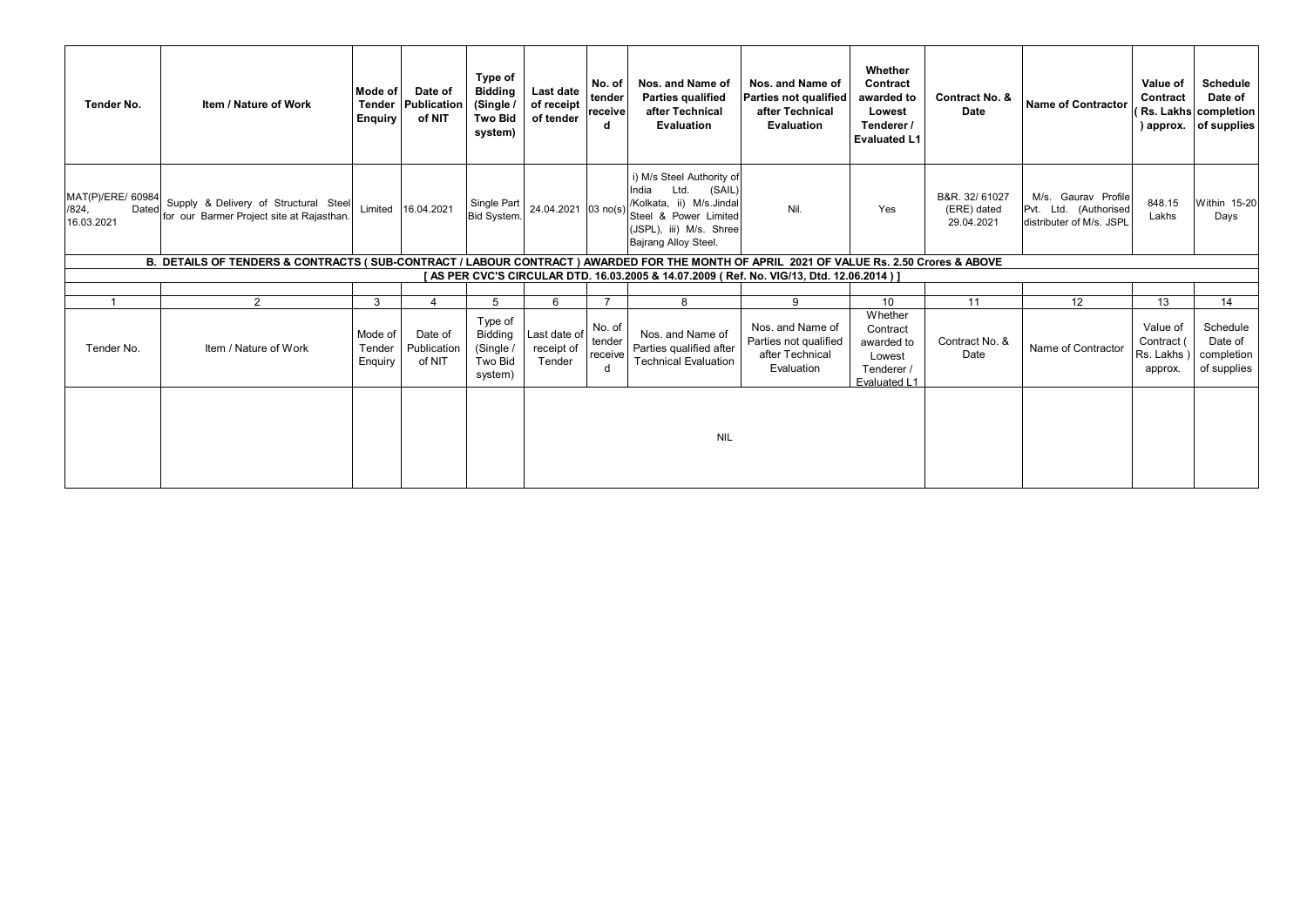| Tender No. | Item / Nature of Work | Mode of Tender Enquiry | Date of Publication of NIT | Type of Bidding (Single / Two Bid system) | Last date of receipt of tender | No. of tender received | Nos. and Name of Parties qualified after Technical Evaluation | Nos. and Name of Parties not qualified after Technical Evaluation | Whether Contract awarded to Lowest Tenderer / Evaluated L1 | Contract No. & Date | Name of Contractor | Value of Contract ( Rs. Lakhs ) approx. | Schedule Date of completion of supplies |
|---|---|---|---|---|---|---|---|---|---|---|---|---|---|
| MAT(P)/ERE/ 60984 /824, Dated 16.03.2021 | Supply & Delivery of Structural Steel for our Barmer Project site at Rajasthan. | Limited | 16.04.2021 | Single Part Bid System. | 24.04.2021 | 03 no(s) | i) M/s Steel Authority of India Ltd. (SAIL) /Kolkata, ii) M/s.Jindal Steel & Power Limited (JSPL), iii) M/s. Shree Bajrang Alloy Steel. | Nil. | Yes | B&R. 32/ 61027 (ERE) dated 29.04.2021 | M/s. Gaurav Profile Pvt. Ltd. (Authorised distributer of M/s. JSPL | 848.15 Lakhs | Within 15-20 Days |

**B. DETAILS OF TENDERS & CONTRACTS ( SUB-CONTRACT / LABOUR CONTRACT ) AWARDED FOR THE MONTH OF APRIL 2021 OF VALUE Rs. 2.50 Crores & ABOVE**

**[ AS PER CVC'S CIRCULAR DTD. 16.03.2005 & 14.07.2009 ( Ref. No. VIG/13, Dtd. 12.06.2014 ) ]**

| 1 | 2 | 3 | 4 | 5 | 6 | 7 | 8 | 9 | 10 | 11 | 12 | 13 | 14 |
|---|---|---|---|---|---|---|---|---|---|---|---|---|---|
| Tender No. | Item / Nature of Work | Mode of Tender Enquiry | Date of Publication of NIT | Type of Bidding (Single / Two Bid system) | Last date of receipt of Tender | No. of tender received | Nos. and Name of Parties qualified after Technical Evaluation | Nos. and Name of Parties not qualified after Technical Evaluation | Whether Contract awarded to Lowest Tenderer / Evaluated L1 | Contract No. & Date | Name of Contractor | Value of Contract ( Rs. Lakhs ) approx. | Schedule Date of completion of supplies |
| | | | | | | | NIL | | | | | | |